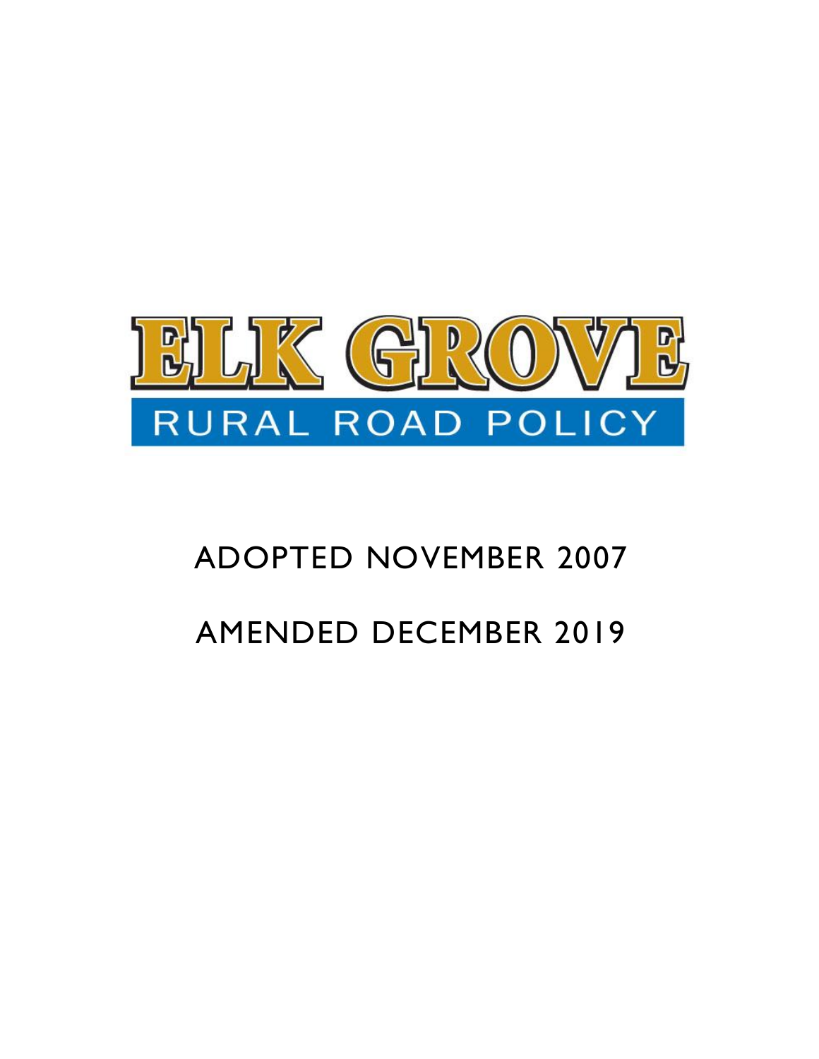# ELK GROVE

## RURAL ROAD POLICY

ADOPTED NOVEMBER 2007

AMENDED DECEMBER 2019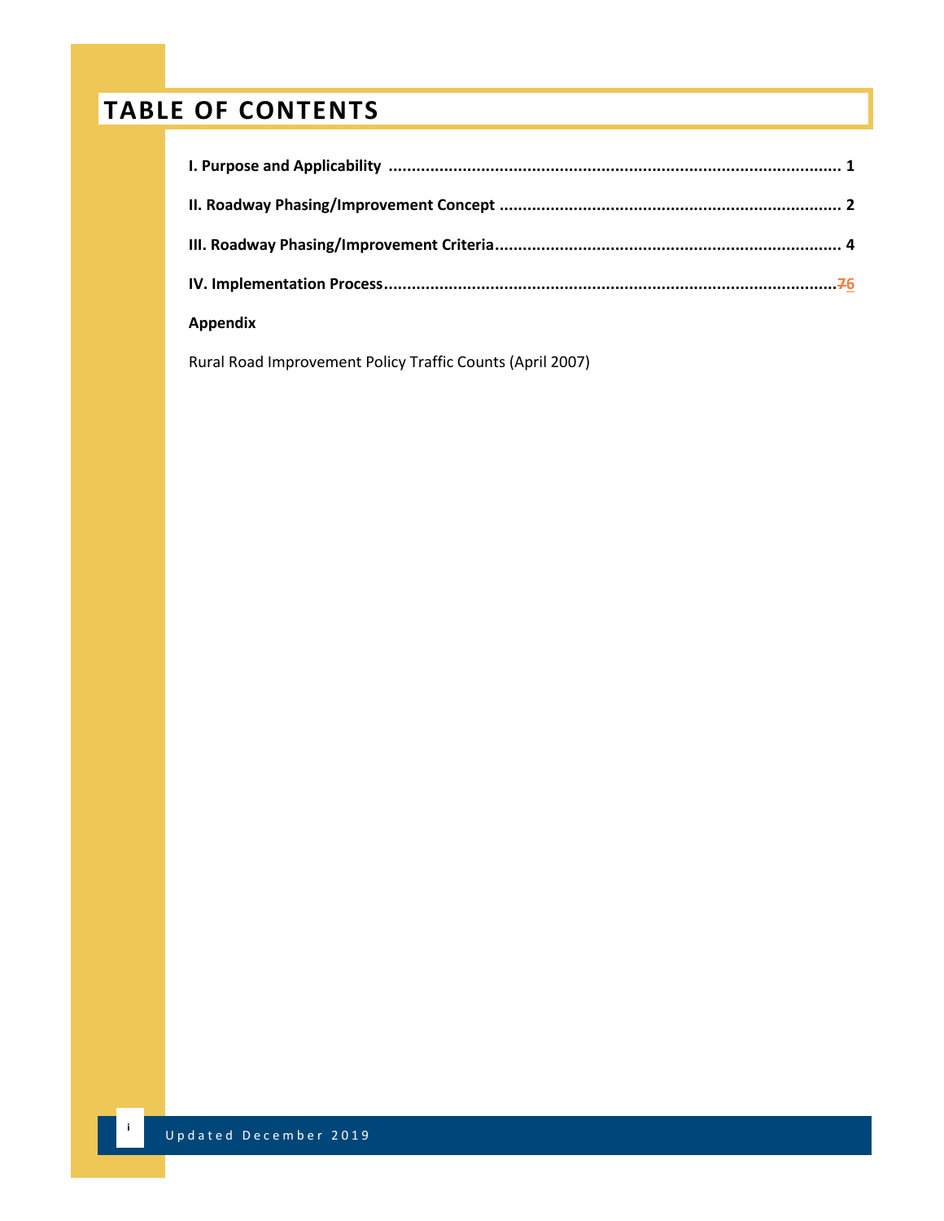# TABLE OF CONTENTS

**I. Purpose and Applicability** ........................................................................................... **1**

**II. Roadway Phasing/Improvement Concept** ...................................................................... **2**

**III. Roadway Phasing/Improvement Criteria** ....................................................................... **4**

**IV. Implementation Process** ................................................................................................ ~~7~~**6**

**Appendix**

Rural Road Improvement Policy Traffic Counts (April 2007)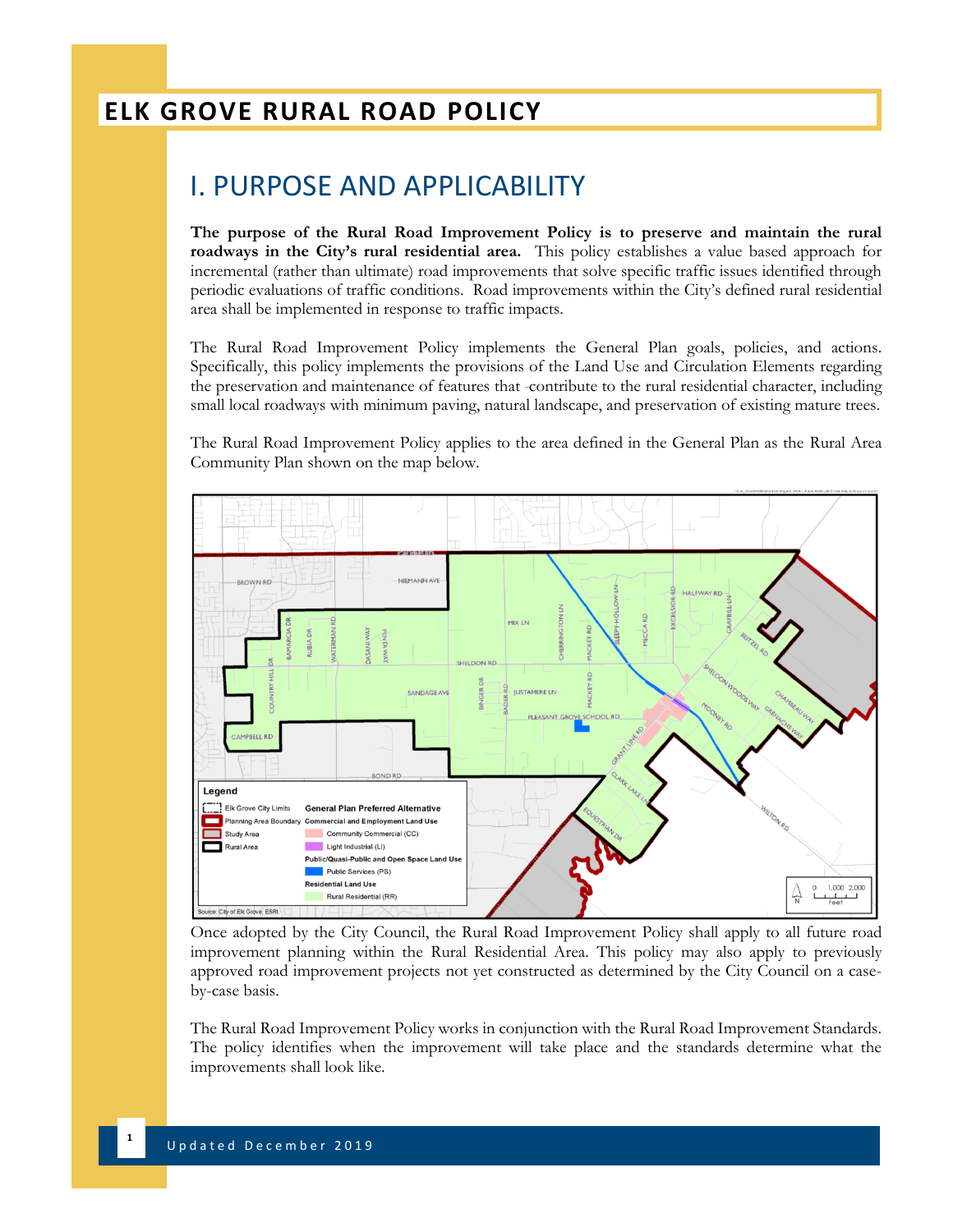# ELK GROVE RURAL ROAD POLICY

## I. PURPOSE AND APPLICABILITY

**The purpose of the Rural Road Improvement Policy is to preserve and maintain the rural roadways in the City's rural residential area.** This policy establishes a value based approach for incremental (rather than ultimate) road improvements that solve specific traffic issues identified through periodic evaluations of traffic conditions. Road improvements within the City's defined rural residential area shall be implemented in response to traffic impacts.

The Rural Road Improvement Policy implements the General Plan goals, policies, and actions. Specifically, this policy implements the provisions of the Land Use and Circulation Elements regarding the preservation and maintenance of features that contribute to the rural residential character, including small local roadways with minimum paving, natural landscape, and preservation of existing mature trees.

The Rural Road Improvement Policy applies to the area defined in the General Plan as the Rural Area Community Plan shown on the map below.

Once adopted by the City Council, the Rural Road Improvement Policy shall apply to all future road improvement planning within the Rural Residential Area. This policy may also apply to previously approved road improvement projects not yet constructed as determined by the City Council on a case-by-case basis.

The Rural Road Improvement Policy works in conjunction with the Rural Road Improvement Standards. The policy identifies when the improvement will take place and the standards determine what the improvements shall look like.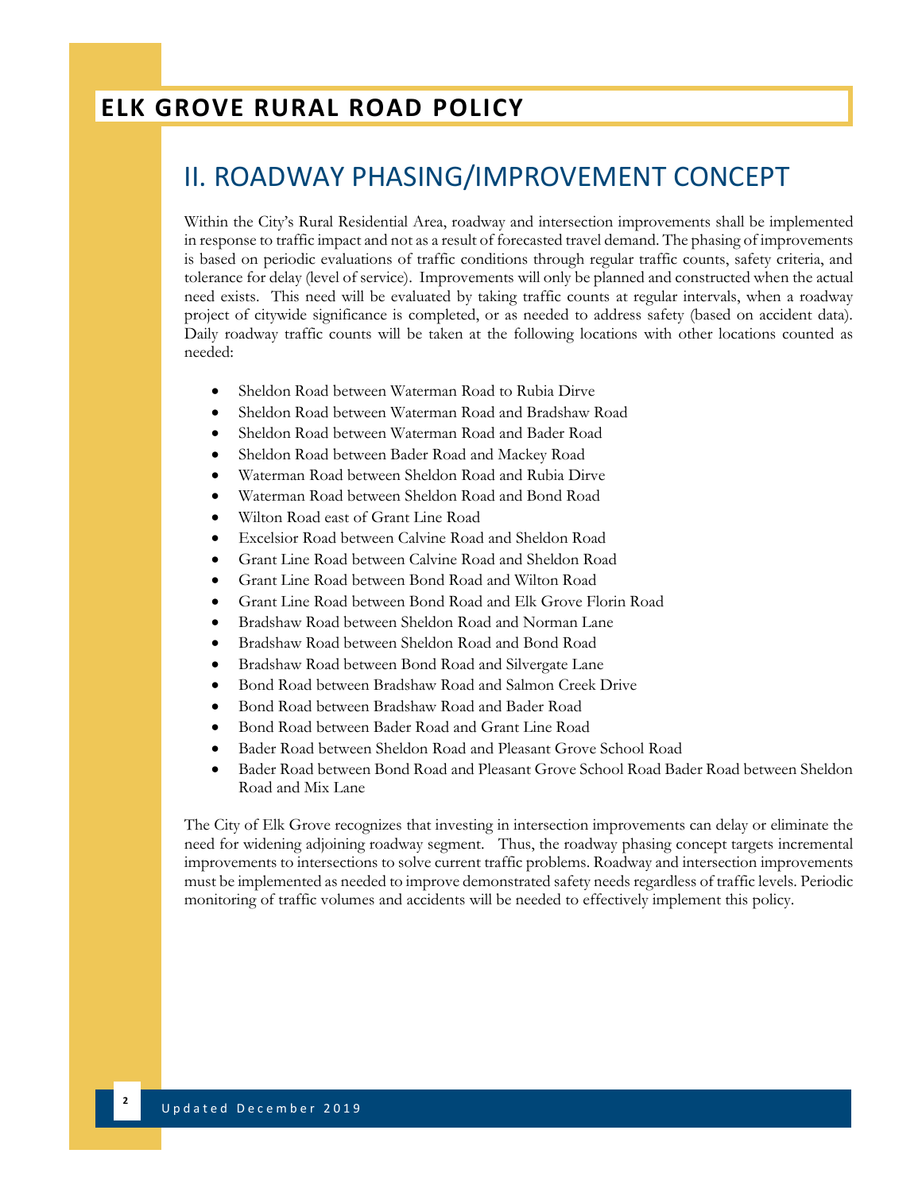## II. ROADWAY PHASING/IMPROVEMENT CONCEPT

Within the City's Rural Residential Area, roadway and intersection improvements shall be implemented in response to traffic impact and not as a result of forecasted travel demand. The phasing of improvements is based on periodic evaluations of traffic conditions through regular traffic counts, safety criteria, and tolerance for delay (level of service). Improvements will only be planned and constructed when the actual need exists. This need will be evaluated by taking traffic counts at regular intervals, when a roadway project of citywide significance is completed, or as needed to address safety (based on accident data). Daily roadway traffic counts will be taken at the following locations with other locations counted as needed:

- Sheldon Road between Waterman Road to Rubia Dirve
- Sheldon Road between Waterman Road and Bradshaw Road
- Sheldon Road between Waterman Road and Bader Road
- Sheldon Road between Bader Road and Mackey Road
- Waterman Road between Sheldon Road and Rubia Dirve
- Waterman Road between Sheldon Road and Bond Road
- Wilton Road east of Grant Line Road
- Excelsior Road between Calvine Road and Sheldon Road
- Grant Line Road between Calvine Road and Sheldon Road
- Grant Line Road between Bond Road and Wilton Road
- Grant Line Road between Bond Road and Elk Grove Florin Road
- Bradshaw Road between Sheldon Road and Norman Lane
- Bradshaw Road between Sheldon Road and Bond Road
- Bradshaw Road between Bond Road and Silvergate Lane
- Bond Road between Bradshaw Road and Salmon Creek Drive
- Bond Road between Bradshaw Road and Bader Road
- Bond Road between Bader Road and Grant Line Road
- Bader Road between Sheldon Road and Pleasant Grove School Road
- Bader Road between Bond Road and Pleasant Grove School Road Bader Road between Sheldon Road and Mix Lane

The City of Elk Grove recognizes that investing in intersection improvements can delay or eliminate the need for widening adjoining roadway segment. Thus, the roadway phasing concept targets incremental improvements to intersections to solve current traffic problems. Roadway and intersection improvements must be implemented as needed to improve demonstrated safety needs regardless of traffic levels. Periodic monitoring of traffic volumes and accidents will be needed to effectively implement this policy.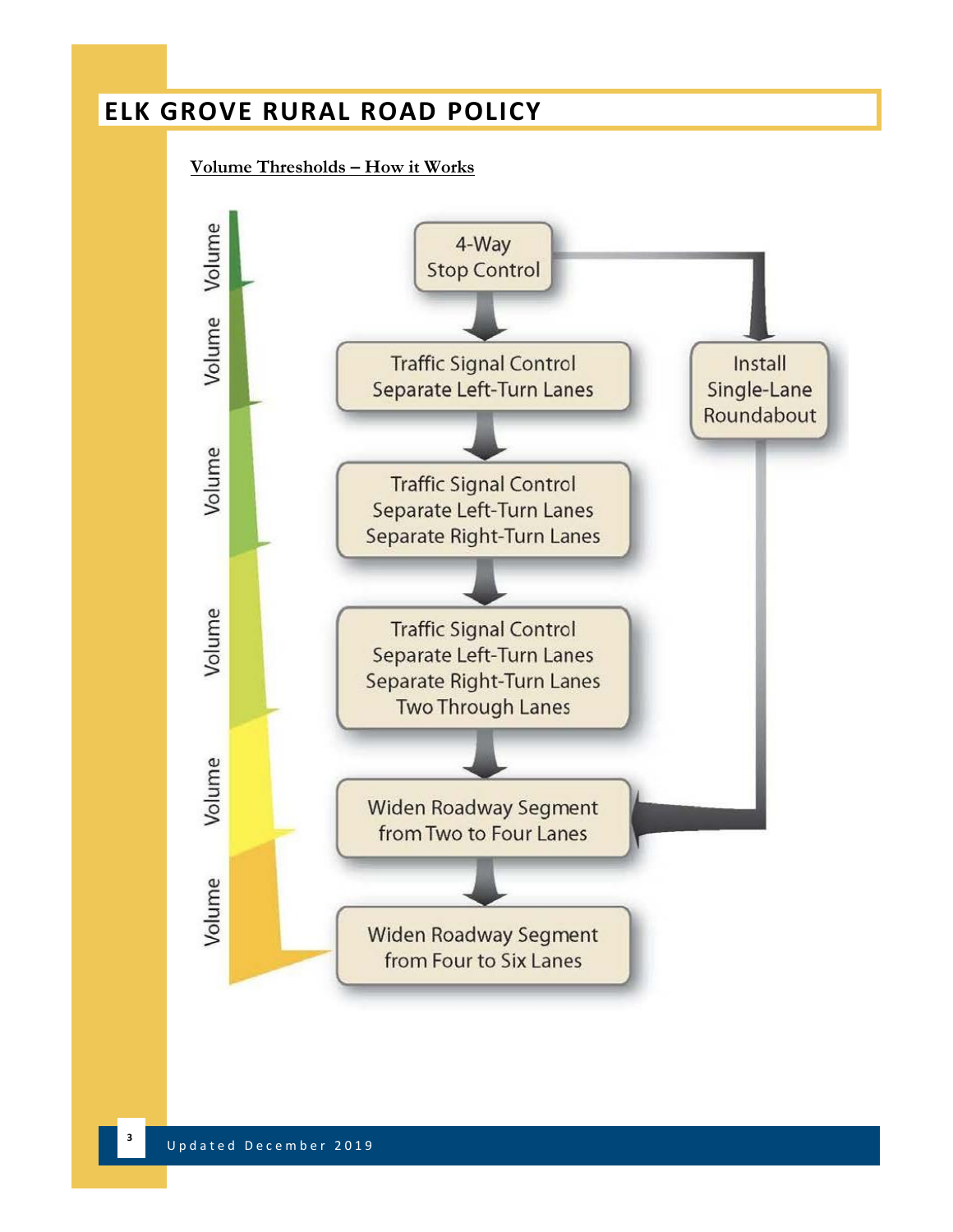# ELK GROVE RURAL ROAD POLICY

**Volume Thresholds – How it Works**

Volume

Volume

Volume

Volume

Volume

Volume

4-Way Stop Control

Traffic Signal Control
Separate Left-Turn Lanes

Traffic Signal Control
Separate Left-Turn Lanes
Separate Right-Turn Lanes

Traffic Signal Control
Separate Left-Turn Lanes
Separate Right-Turn Lanes
Two Through Lanes

Widen Roadway Segment from Two to Four Lanes

Widen Roadway Segment from Four to Six Lanes

Install Single-Lane Roundabout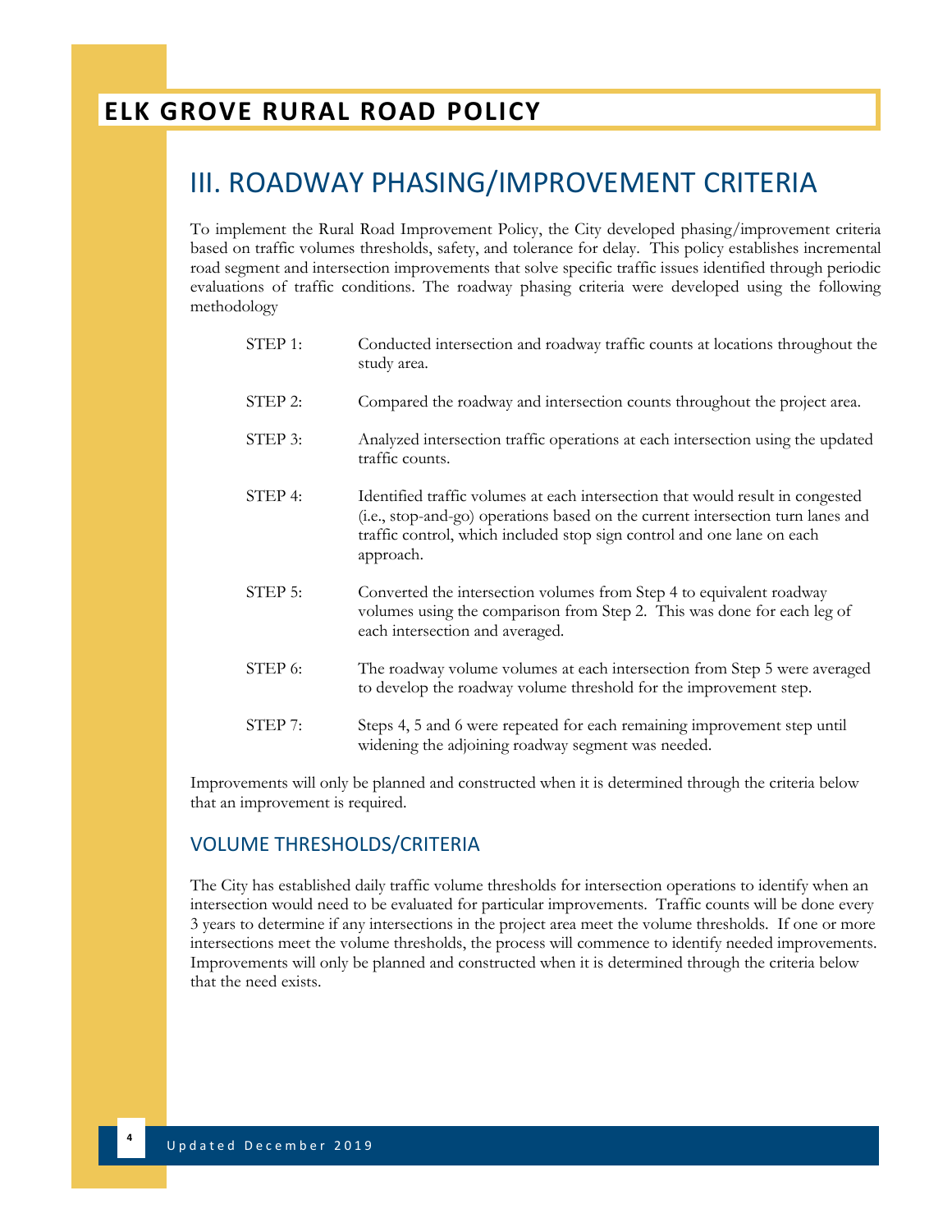# III. ROADWAY PHASING/IMPROVEMENT CRITERIA

To implement the Rural Road Improvement Policy, the City developed phasing/improvement criteria based on traffic volumes thresholds, safety, and tolerance for delay. This policy establishes incremental road segment and intersection improvements that solve specific traffic issues identified through periodic evaluations of traffic conditions. The roadway phasing criteria were developed using the following methodology

- STEP 1: Conducted intersection and roadway traffic counts at locations throughout the study area.
- STEP 2: Compared the roadway and intersection counts throughout the project area.
- STEP 3: Analyzed intersection traffic operations at each intersection using the updated traffic counts.
- STEP 4: Identified traffic volumes at each intersection that would result in congested (i.e., stop-and-go) operations based on the current intersection turn lanes and traffic control, which included stop sign control and one lane on each approach.
- STEP 5: Converted the intersection volumes from Step 4 to equivalent roadway volumes using the comparison from Step 2. This was done for each leg of each intersection and averaged.
- STEP 6: The roadway volume volumes at each intersection from Step 5 were averaged to develop the roadway volume threshold for the improvement step.
- STEP 7: Steps 4, 5 and 6 were repeated for each remaining improvement step until widening the adjoining roadway segment was needed.

Improvements will only be planned and constructed when it is determined through the criteria below that an improvement is required.

## VOLUME THRESHOLDS/CRITERIA

The City has established daily traffic volume thresholds for intersection operations to identify when an intersection would need to be evaluated for particular improvements. Traffic counts will be done every 3 years to determine if any intersections in the project area meet the volume thresholds. If one or more intersections meet the volume thresholds, the process will commence to identify needed improvements. Improvements will only be planned and constructed when it is determined through the criteria below that the need exists.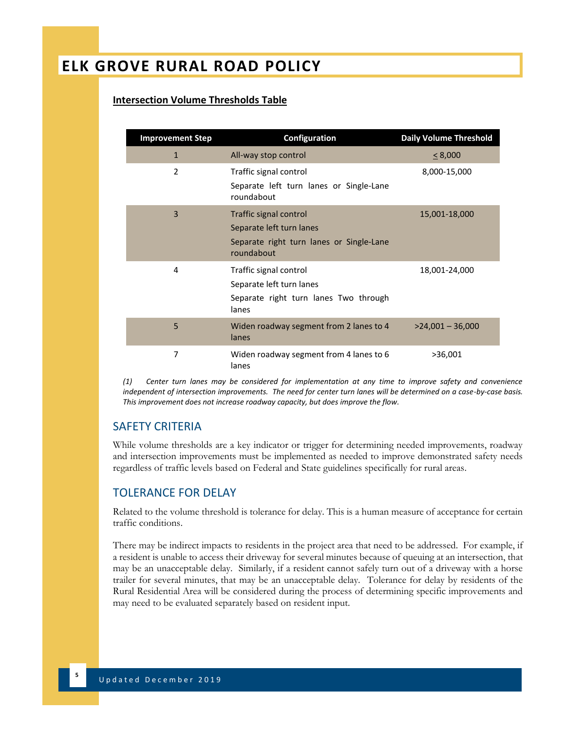# ELK GROVE RURAL ROAD POLICY

**Intersection Volume Thresholds Table**

| Improvement Step | Configuration | Daily Volume Threshold |
|---|---|---|
| 1 | All-way stop control | ≤ 8,000 |
| 2 | Traffic signal control<br>Separate left turn lanes or Single-Lane roundabout | 8,000-15,000 |
| 3 | Traffic signal control<br>Separate left turn lanes<br>Separate right turn lanes or Single-Lane roundabout | 15,001-18,000 |
| 4 | Traffic signal control<br>Separate left turn lanes<br>Separate right turn lanes Two through lanes | 18,001-24,000 |
| 5 | Widen roadway segment from 2 lanes to 4 lanes | >24,001 – 36,000 |
| 7 | Widen roadway segment from 4 lanes to 6 lanes | >36,001 |

*(1) Center turn lanes may be considered for implementation at any time to improve safety and convenience independent of intersection improvements. The need for center turn lanes will be determined on a case-by-case basis. This improvement does not increase roadway capacity, but does improve the flow.*

## SAFETY CRITERIA

While volume thresholds are a key indicator or trigger for determining needed improvements, roadway and intersection improvements must be implemented as needed to improve demonstrated safety needs regardless of traffic levels based on Federal and State guidelines specifically for rural areas.

## TOLERANCE FOR DELAY

Related to the volume threshold is tolerance for delay. This is a human measure of acceptance for certain traffic conditions.

There may be indirect impacts to residents in the project area that need to be addressed. For example, if a resident is unable to access their driveway for several minutes because of queuing at an intersection, that may be an unacceptable delay. Similarly, if a resident cannot safely turn out of a driveway with a horse trailer for several minutes, that may be an unacceptable delay. Tolerance for delay by residents of the Rural Residential Area will be considered during the process of determining specific improvements and may need to be evaluated separately based on resident input.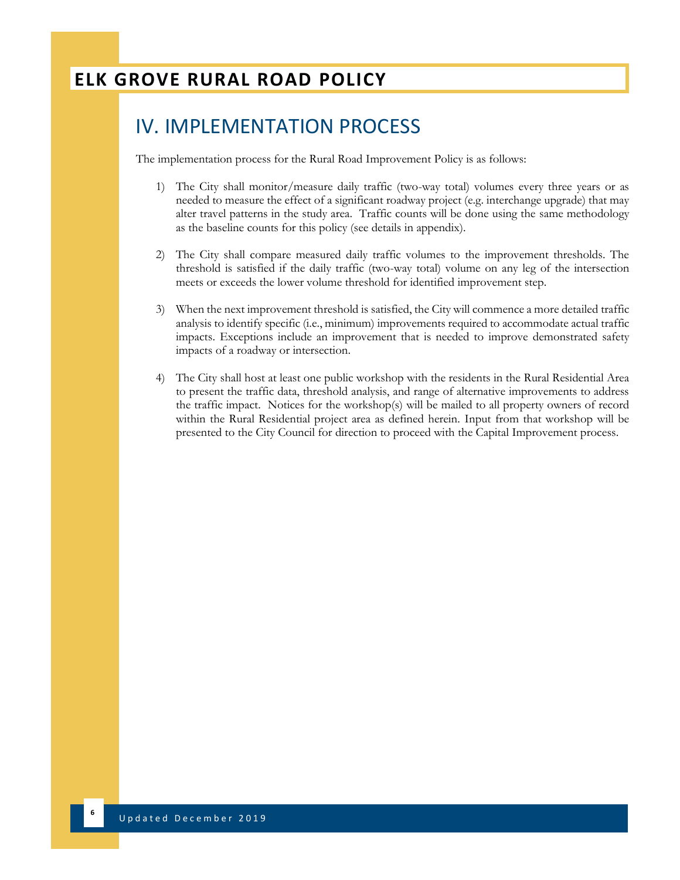# IV. IMPLEMENTATION PROCESS

The implementation process for the Rural Road Improvement Policy is as follows:

1) The City shall monitor/measure daily traffic (two-way total) volumes every three years or as needed to measure the effect of a significant roadway project (e.g. interchange upgrade) that may alter travel patterns in the study area. Traffic counts will be done using the same methodology as the baseline counts for this policy (see details in appendix).

2) The City shall compare measured daily traffic volumes to the improvement thresholds. The threshold is satisfied if the daily traffic (two-way total) volume on any leg of the intersection meets or exceeds the lower volume threshold for identified improvement step.

3) When the next improvement threshold is satisfied, the City will commence a more detailed traffic analysis to identify specific (i.e., minimum) improvements required to accommodate actual traffic impacts. Exceptions include an improvement that is needed to improve demonstrated safety impacts of a roadway or intersection.

4) The City shall host at least one public workshop with the residents in the Rural Residential Area to present the traffic data, threshold analysis, and range of alternative improvements to address the traffic impact. Notices for the workshop(s) will be mailed to all property owners of record within the Rural Residential project area as defined herein. Input from that workshop will be presented to the City Council for direction to proceed with the Capital Improvement process.